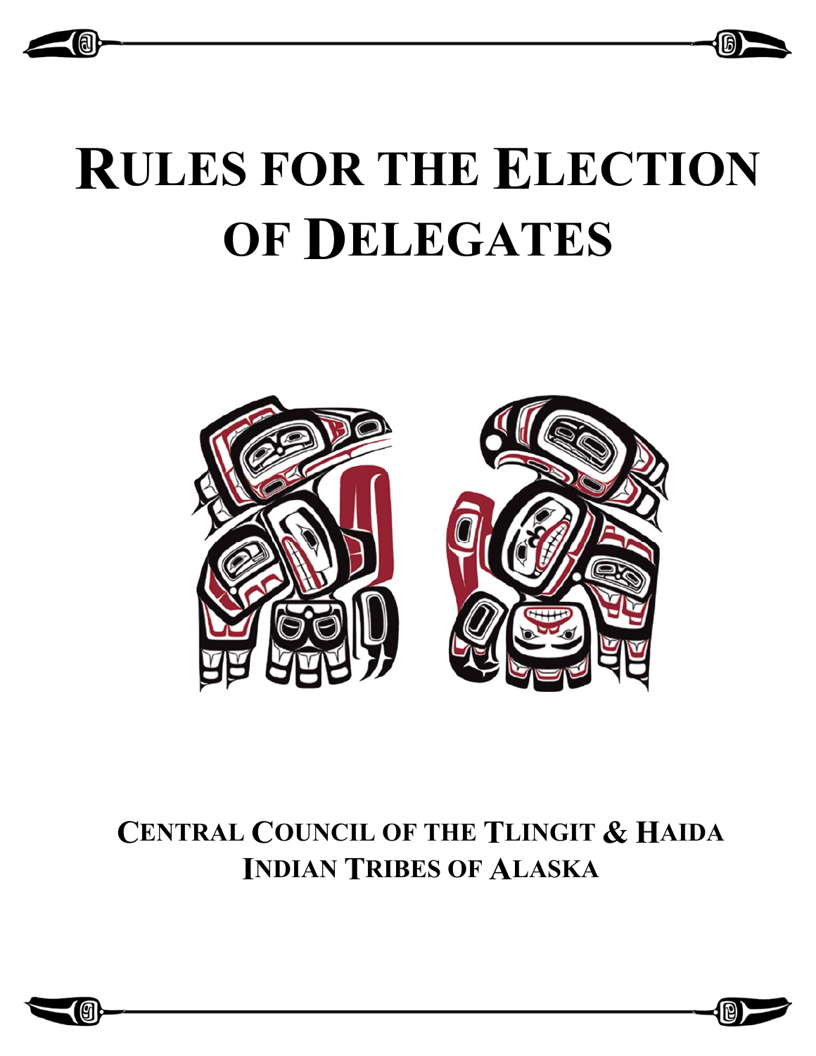# RULES FOR THE ELECTION OF DELEGATES

**CENTRAL COUNCIL OF THE TLINGIT & HAIDA INDIAN TRIBES OF ALASKA**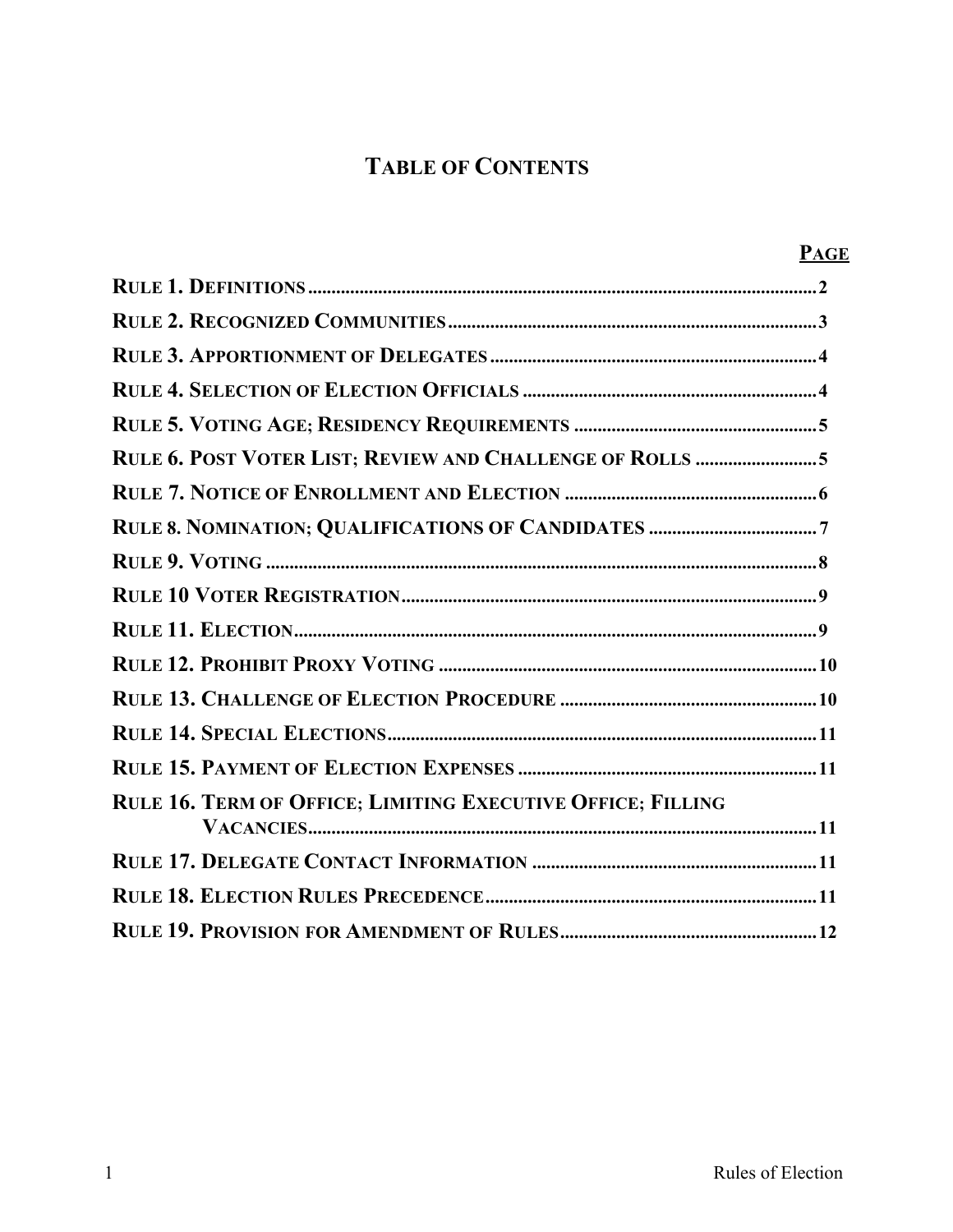# TABLE OF CONTENTS

| | PAGE |
|---|---|
| RULE 1. DEFINITIONS | 2 |
| RULE 2. RECOGNIZED COMMUNITIES | 3 |
| RULE 3. APPORTIONMENT OF DELEGATES | 4 |
| RULE 4. SELECTION OF ELECTION OFFICIALS | 4 |
| RULE 5. VOTING AGE; RESIDENCY REQUIREMENTS | 5 |
| RULE 6. POST VOTER LIST; REVIEW AND CHALLENGE OF ROLLS | 5 |
| RULE 7. NOTICE OF ENROLLMENT AND ELECTION | 6 |
| RULE 8. NOMINATION; QUALIFICATIONS OF CANDIDATES | 7 |
| RULE 9. VOTING | 8 |
| RULE 10 VOTER REGISTRATION | 9 |
| RULE 11. ELECTION | 9 |
| RULE 12. PROHIBIT PROXY VOTING | 10 |
| RULE 13. CHALLENGE OF ELECTION PROCEDURE | 10 |
| RULE 14. SPECIAL ELECTIONS | 11 |
| RULE 15. PAYMENT OF ELECTION EXPENSES | 11 |
| RULE 16. TERM OF OFFICE; LIMITING EXECUTIVE OFFICE; FILLING VACANCIES | 11 |
| RULE 17. DELEGATE CONTACT INFORMATION | 11 |
| RULE 18. ELECTION RULES PRECEDENCE | 11 |
| RULE 19. PROVISION FOR AMENDMENT OF RULES | 12 |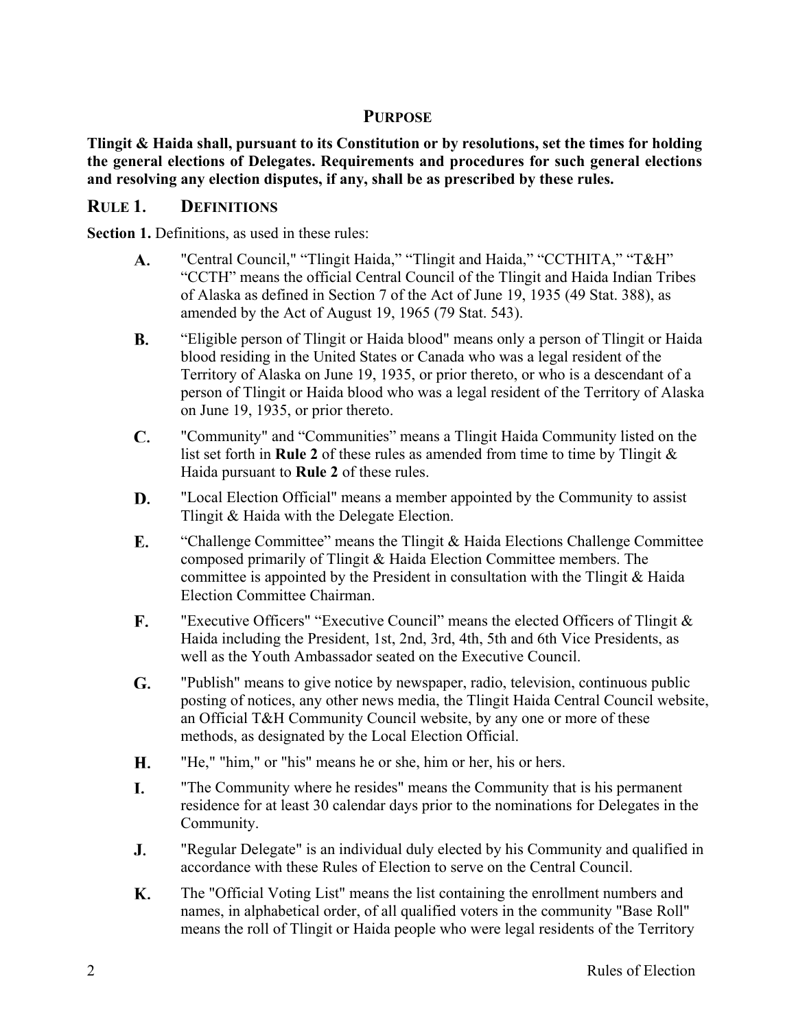## PURPOSE

**Tlingit & Haida shall, pursuant to its Constitution or by resolutions, set the times for holding the general elections of Delegates. Requirements and procedures for such general elections and resolving any election disputes, if any, shall be as prescribed by these rules.**

## RULE 1. DEFINITIONS

**Section 1.** Definitions, as used in these rules:

- **A.** "Central Council," "Tlingit Haida," "Tlingit and Haida," "CCTHITA," "T&H" "CCTH" means the official Central Council of the Tlingit and Haida Indian Tribes of Alaska as defined in Section 7 of the Act of June 19, 1935 (49 Stat. 388), as amended by the Act of August 19, 1965 (79 Stat. 543).
- **B.** "Eligible person of Tlingit or Haida blood" means only a person of Tlingit or Haida blood residing in the United States or Canada who was a legal resident of the Territory of Alaska on June 19, 1935, or prior thereto, or who is a descendant of a person of Tlingit or Haida blood who was a legal resident of the Territory of Alaska on June 19, 1935, or prior thereto.
- **C.** "Community" and "Communities" means a Tlingit Haida Community listed on the list set forth in **Rule 2** of these rules as amended from time to time by Tlingit & Haida pursuant to **Rule 2** of these rules.
- **D.** "Local Election Official" means a member appointed by the Community to assist Tlingit & Haida with the Delegate Election.
- **E.** "Challenge Committee" means the Tlingit & Haida Elections Challenge Committee composed primarily of Tlingit & Haida Election Committee members. The committee is appointed by the President in consultation with the Tlingit & Haida Election Committee Chairman.
- **F.** "Executive Officers" "Executive Council" means the elected Officers of Tlingit & Haida including the President, 1st, 2nd, 3rd, 4th, 5th and 6th Vice Presidents, as well as the Youth Ambassador seated on the Executive Council.
- **G.** "Publish" means to give notice by newspaper, radio, television, continuous public posting of notices, any other news media, the Tlingit Haida Central Council website, an Official T&H Community Council website, by any one or more of these methods, as designated by the Local Election Official.
- **H.** "He," "him," or "his" means he or she, him or her, his or hers.
- **I.** "The Community where he resides" means the Community that is his permanent residence for at least 30 calendar days prior to the nominations for Delegates in the Community.
- **J.** "Regular Delegate" is an individual duly elected by his Community and qualified in accordance with these Rules of Election to serve on the Central Council.
- **K.** The "Official Voting List" means the list containing the enrollment numbers and names, in alphabetical order, of all qualified voters in the community "Base Roll" means the roll of Tlingit or Haida people who were legal residents of the Territory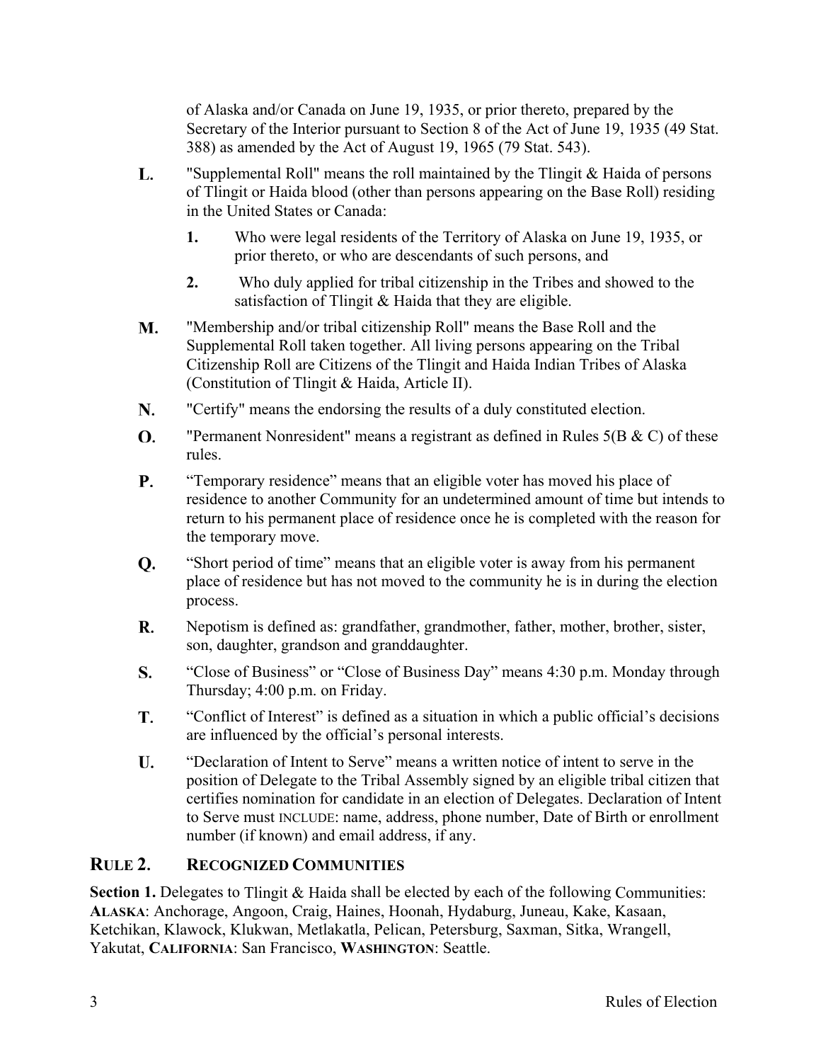of Alaska and/or Canada on June 19, 1935, or prior thereto, prepared by the Secretary of the Interior pursuant to Section 8 of the Act of June 19, 1935 (49 Stat. 388) as amended by the Act of August 19, 1965 (79 Stat. 543).

**L.** "Supplemental Roll" means the roll maintained by the Tlingit & Haida of persons of Tlingit or Haida blood (other than persons appearing on the Base Roll) residing in the United States or Canada:

1. Who were legal residents of the Territory of Alaska on June 19, 1935, or prior thereto, or who are descendants of such persons, and
2. Who duly applied for tribal citizenship in the Tribes and showed to the satisfaction of Tlingit & Haida that they are eligible.

**M.** "Membership and/or tribal citizenship Roll" means the Base Roll and the Supplemental Roll taken together. All living persons appearing on the Tribal Citizenship Roll are Citizens of the Tlingit and Haida Indian Tribes of Alaska (Constitution of Tlingit & Haida, Article II).

**N.** "Certify" means the endorsing the results of a duly constituted election.

**O.** "Permanent Nonresident" means a registrant as defined in Rules 5(B & C) of these rules.

**P.** "Temporary residence" means that an eligible voter has moved his place of residence to another Community for an undetermined amount of time but intends to return to his permanent place of residence once he is completed with the reason for the temporary move.

**Q.** "Short period of time" means that an eligible voter is away from his permanent place of residence but has not moved to the community he is in during the election process.

**R.** Nepotism is defined as: grandfather, grandmother, father, mother, brother, sister, son, daughter, grandson and granddaughter.

**S.** "Close of Business" or "Close of Business Day" means 4:30 p.m. Monday through Thursday; 4:00 p.m. on Friday.

**T.** "Conflict of Interest" is defined as a situation in which a public official's decisions are influenced by the official's personal interests.

**U.** "Declaration of Intent to Serve" means a written notice of intent to serve in the position of Delegate to the Tribal Assembly signed by an eligible tribal citizen that certifies nomination for candidate in an election of Delegates. Declaration of Intent to Serve must INCLUDE: name, address, phone number, Date of Birth or enrollment number (if known) and email address, if any.

## RULE 2. RECOGNIZED COMMUNITIES

**Section 1.** Delegates to Tlingit & Haida shall be elected by each of the following Communities: **ALASKA**: Anchorage, Angoon, Craig, Haines, Hoonah, Hydaburg, Juneau, Kake, Kasaan, Ketchikan, Klawock, Klukwan, Metlakatla, Pelican, Petersburg, Saxman, Sitka, Wrangell, Yakutat, **CALIFORNIA**: San Francisco, **WASHINGTON**: Seattle.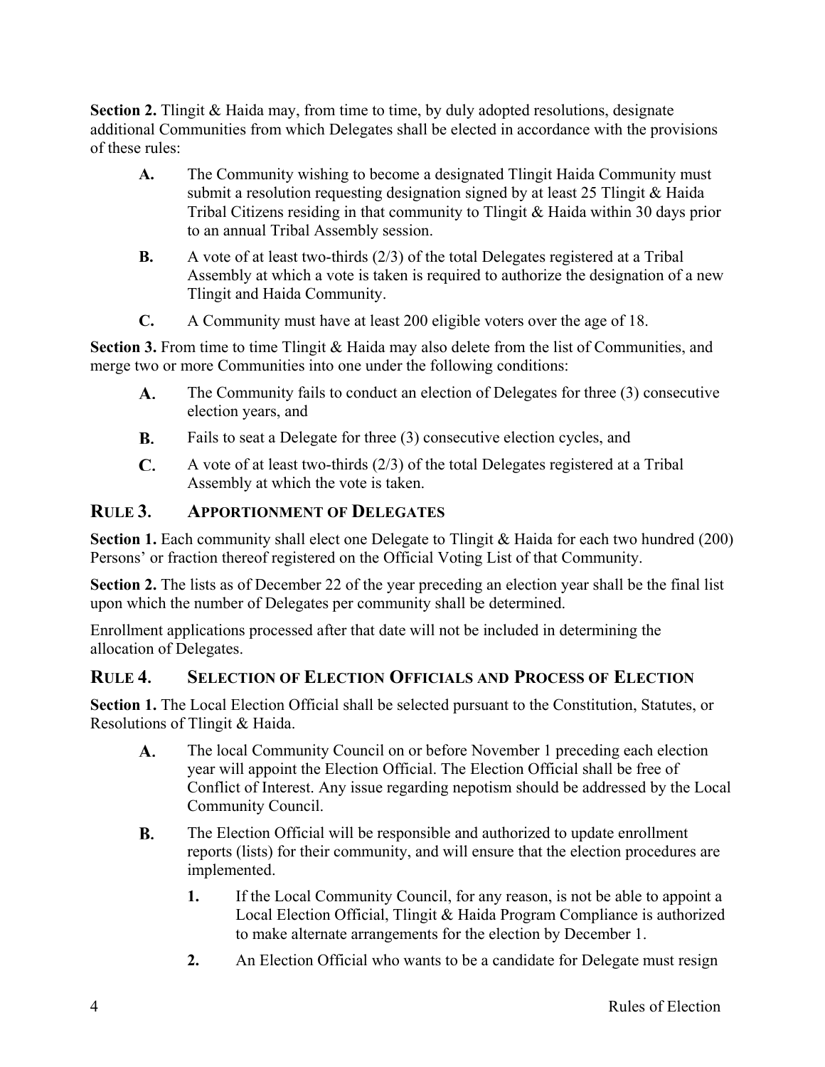**Section 2.** Tlingit & Haida may, from time to time, by duly adopted resolutions, designate additional Communities from which Delegates shall be elected in accordance with the provisions of these rules:

- **A.** The Community wishing to become a designated Tlingit Haida Community must submit a resolution requesting designation signed by at least 25 Tlingit & Haida Tribal Citizens residing in that community to Tlingit & Haida within 30 days prior to an annual Tribal Assembly session.
- **B.** A vote of at least two-thirds (2/3) of the total Delegates registered at a Tribal Assembly at which a vote is taken is required to authorize the designation of a new Tlingit and Haida Community.
- **C.** A Community must have at least 200 eligible voters over the age of 18.

**Section 3.** From time to time Tlingit & Haida may also delete from the list of Communities, and merge two or more Communities into one under the following conditions:

- **A.** The Community fails to conduct an election of Delegates for three (3) consecutive election years, and
- **B.** Fails to seat a Delegate for three (3) consecutive election cycles, and
- **C.** A vote of at least two-thirds (2/3) of the total Delegates registered at a Tribal Assembly at which the vote is taken.

## RULE 3. APPORTIONMENT OF DELEGATES

**Section 1.** Each community shall elect one Delegate to Tlingit & Haida for each two hundred (200) Persons' or fraction thereof registered on the Official Voting List of that Community.

**Section 2.** The lists as of December 22 of the year preceding an election year shall be the final list upon which the number of Delegates per community shall be determined.

Enrollment applications processed after that date will not be included in determining the allocation of Delegates.

## RULE 4. SELECTION OF ELECTION OFFICIALS AND PROCESS OF ELECTION

**Section 1.** The Local Election Official shall be selected pursuant to the Constitution, Statutes, or Resolutions of Tlingit & Haida.

- **A.** The local Community Council on or before November 1 preceding each election year will appoint the Election Official. The Election Official shall be free of Conflict of Interest. Any issue regarding nepotism should be addressed by the Local Community Council.
- **B.** The Election Official will be responsible and authorized to update enrollment reports (lists) for their community, and will ensure that the election procedures are implemented.
  1. If the Local Community Council, for any reason, is not be able to appoint a Local Election Official, Tlingit & Haida Program Compliance is authorized to make alternate arrangements for the election by December 1.
  2. An Election Official who wants to be a candidate for Delegate must resign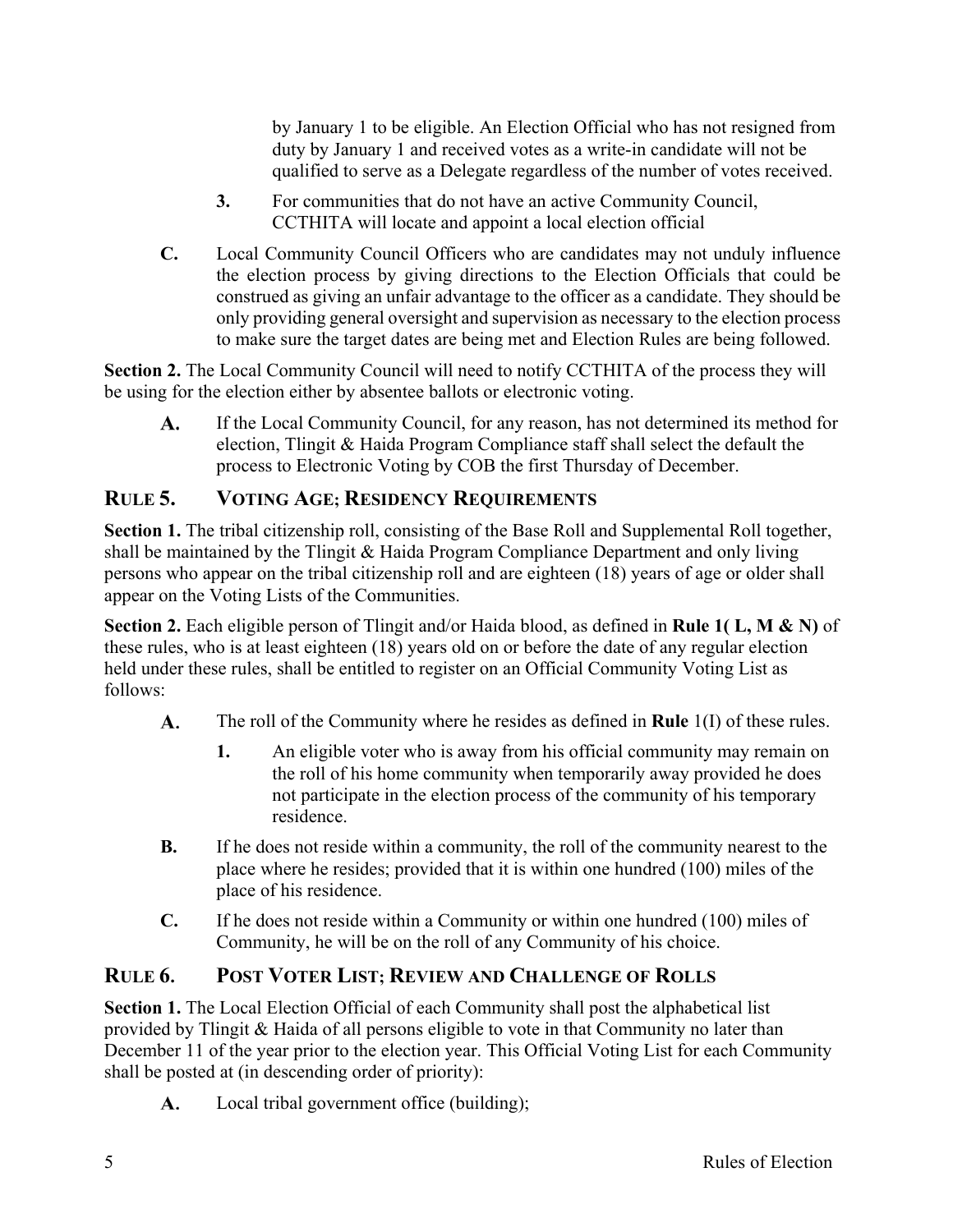by January 1 to be eligible. An Election Official who has not resigned from duty by January 1 and received votes as a write-in candidate will not be qualified to serve as a Delegate regardless of the number of votes received.

3. For communities that do not have an active Community Council, CCTHITA will locate and appoint a local election official

C. Local Community Council Officers who are candidates may not unduly influence the election process by giving directions to the Election Officials that could be construed as giving an unfair advantage to the officer as a candidate. They should be only providing general oversight and supervision as necessary to the election process to make sure the target dates are being met and Election Rules are being followed.

**Section 2.** The Local Community Council will need to notify CCTHITA of the process they will be using for the election either by absentee ballots or electronic voting.

A. If the Local Community Council, for any reason, has not determined its method for election, Tlingit & Haida Program Compliance staff shall select the default the process to Electronic Voting by COB the first Thursday of December.

## RULE 5. VOTING AGE; RESIDENCY REQUIREMENTS

**Section 1.** The tribal citizenship roll, consisting of the Base Roll and Supplemental Roll together, shall be maintained by the Tlingit & Haida Program Compliance Department and only living persons who appear on the tribal citizenship roll and are eighteen (18) years of age or older shall appear on the Voting Lists of the Communities.

**Section 2.** Each eligible person of Tlingit and/or Haida blood, as defined in **Rule 1( L, M & N)** of these rules, who is at least eighteen (18) years old on or before the date of any regular election held under these rules, shall be entitled to register on an Official Community Voting List as follows:

A. The roll of the Community where he resides as defined in **Rule** 1(I) of these rules.

1. An eligible voter who is away from his official community may remain on the roll of his home community when temporarily away provided he does not participate in the election process of the community of his temporary residence.

B. If he does not reside within a community, the roll of the community nearest to the place where he resides; provided that it is within one hundred (100) miles of the place of his residence.

C. If he does not reside within a Community or within one hundred (100) miles of Community, he will be on the roll of any Community of his choice.

## RULE 6. POST VOTER LIST; REVIEW AND CHALLENGE OF ROLLS

**Section 1.** The Local Election Official of each Community shall post the alphabetical list provided by Tlingit & Haida of all persons eligible to vote in that Community no later than December 11 of the year prior to the election year. This Official Voting List for each Community shall be posted at (in descending order of priority):

A. Local tribal government office (building);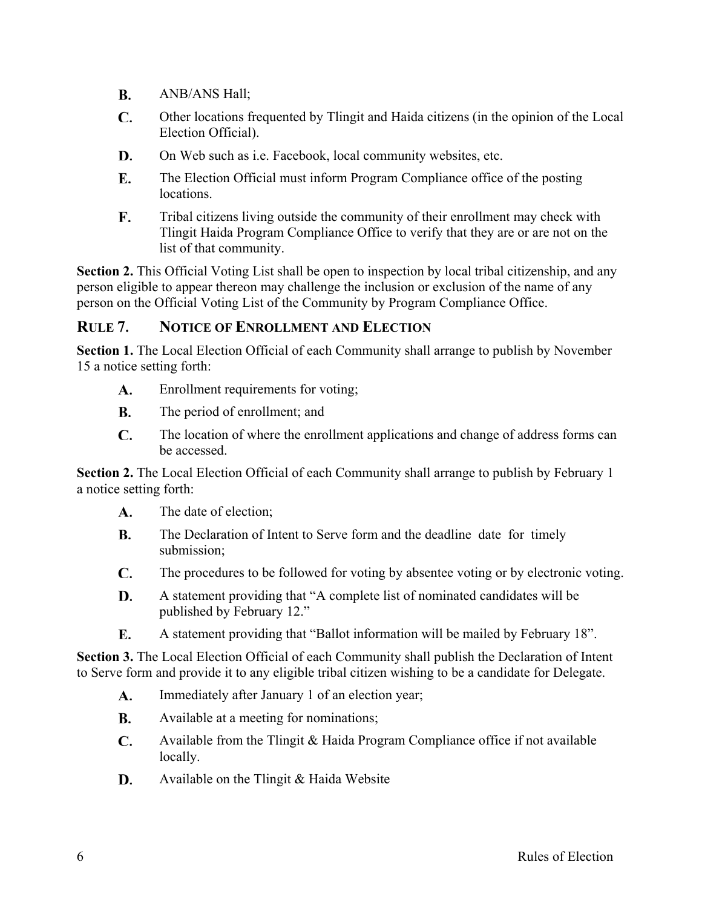B. ANB/ANS Hall;

C. Other locations frequented by Tlingit and Haida citizens (in the opinion of the Local Election Official).

D. On Web such as i.e. Facebook, local community websites, etc.

E. The Election Official must inform Program Compliance office of the posting locations.

F. Tribal citizens living outside the community of their enrollment may check with Tlingit Haida Program Compliance Office to verify that they are or are not on the list of that community.

**Section 2.** This Official Voting List shall be open to inspection by local tribal citizenship, and any person eligible to appear thereon may challenge the inclusion or exclusion of the name of any person on the Official Voting List of the Community by Program Compliance Office.

## RULE 7. NOTICE OF ENROLLMENT AND ELECTION

**Section 1.** The Local Election Official of each Community shall arrange to publish by November 15 a notice setting forth:

A. Enrollment requirements for voting;

B. The period of enrollment; and

C. The location of where the enrollment applications and change of address forms can be accessed.

**Section 2.** The Local Election Official of each Community shall arrange to publish by February 1 a notice setting forth:

A. The date of election;

B. The Declaration of Intent to Serve form and the deadline date for timely submission;

C. The procedures to be followed for voting by absentee voting or by electronic voting.

D. A statement providing that "A complete list of nominated candidates will be published by February 12."

E. A statement providing that "Ballot information will be mailed by February 18".

**Section 3.** The Local Election Official of each Community shall publish the Declaration of Intent to Serve form and provide it to any eligible tribal citizen wishing to be a candidate for Delegate.

A. Immediately after January 1 of an election year;

B. Available at a meeting for nominations;

C. Available from the Tlingit & Haida Program Compliance office if not available locally.

D. Available on the Tlingit & Haida Website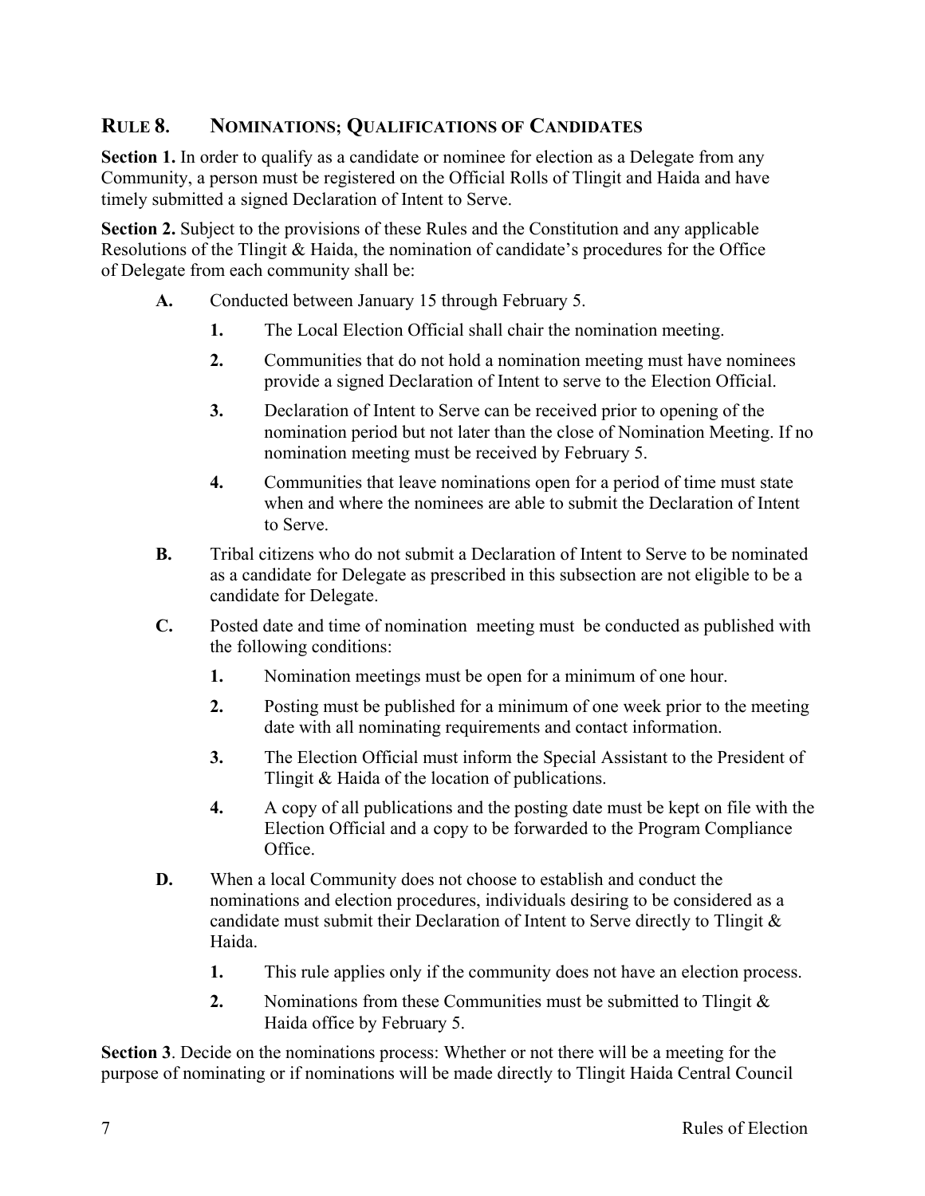## RULE 8. NOMINATIONS; QUALIFICATIONS OF CANDIDATES

**Section 1.** In order to qualify as a candidate or nominee for election as a Delegate from any Community, a person must be registered on the Official Rolls of Tlingit and Haida and have timely submitted a signed Declaration of Intent to Serve.

**Section 2.** Subject to the provisions of these Rules and the Constitution and any applicable Resolutions of the Tlingit & Haida, the nomination of candidate's procedures for the Office of Delegate from each community shall be:

**A.** Conducted between January 15 through February 5.

   **1.** The Local Election Official shall chair the nomination meeting.

   **2.** Communities that do not hold a nomination meeting must have nominees provide a signed Declaration of Intent to serve to the Election Official.

   **3.** Declaration of Intent to Serve can be received prior to opening of the nomination period but not later than the close of Nomination Meeting. If no nomination meeting must be received by February 5.

   **4.** Communities that leave nominations open for a period of time must state when and where the nominees are able to submit the Declaration of Intent to Serve.

**B.** Tribal citizens who do not submit a Declaration of Intent to Serve to be nominated as a candidate for Delegate as prescribed in this subsection are not eligible to be a candidate for Delegate.

**C.** Posted date and time of nomination meeting must be conducted as published with the following conditions:

   **1.** Nomination meetings must be open for a minimum of one hour.

   **2.** Posting must be published for a minimum of one week prior to the meeting date with all nominating requirements and contact information.

   **3.** The Election Official must inform the Special Assistant to the President of Tlingit & Haida of the location of publications.

   **4.** A copy of all publications and the posting date must be kept on file with the Election Official and a copy to be forwarded to the Program Compliance Office.

**D.** When a local Community does not choose to establish and conduct the nominations and election procedures, individuals desiring to be considered as a candidate must submit their Declaration of Intent to Serve directly to Tlingit & Haida.

   **1.** This rule applies only if the community does not have an election process.

   **2.** Nominations from these Communities must be submitted to Tlingit & Haida office by February 5.

**Section 3**. Decide on the nominations process: Whether or not there will be a meeting for the purpose of nominating or if nominations will be made directly to Tlingit Haida Central Council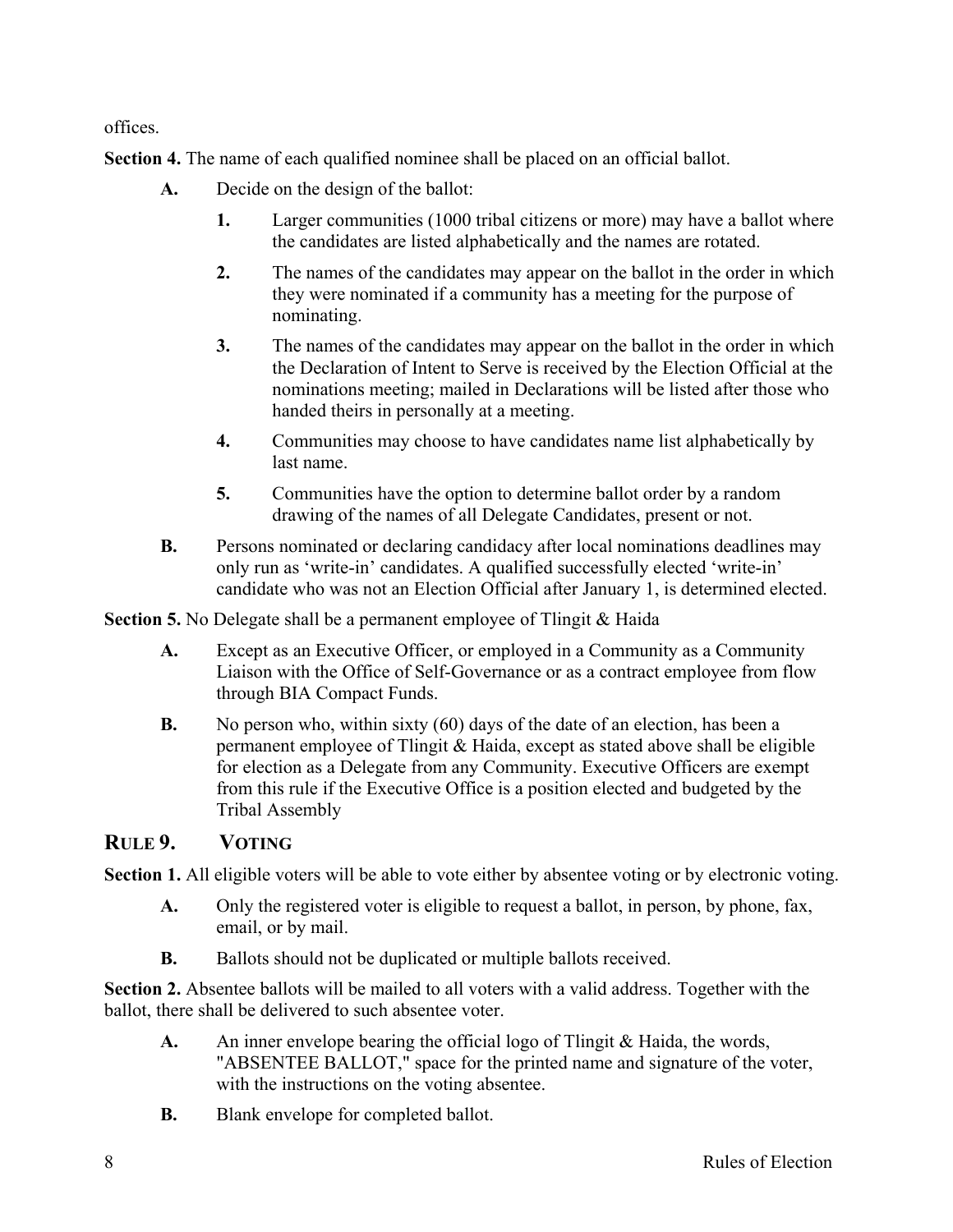offices.

**Section 4.** The name of each qualified nominee shall be placed on an official ballot.

- **A.** Decide on the design of the ballot:
  1. Larger communities (1000 tribal citizens or more) may have a ballot where the candidates are listed alphabetically and the names are rotated.
  2. The names of the candidates may appear on the ballot in the order in which they were nominated if a community has a meeting for the purpose of nominating.
  3. The names of the candidates may appear on the ballot in the order in which the Declaration of Intent to Serve is received by the Election Official at the nominations meeting; mailed in Declarations will be listed after those who handed theirs in personally at a meeting.
  4. Communities may choose to have candidates name list alphabetically by last name.
  5. Communities have the option to determine ballot order by a random drawing of the names of all Delegate Candidates, present or not.
- **B.** Persons nominated or declaring candidacy after local nominations deadlines may only run as 'write-in' candidates. A qualified successfully elected 'write-in' candidate who was not an Election Official after January 1, is determined elected.

**Section 5.** No Delegate shall be a permanent employee of Tlingit & Haida

- **A.** Except as an Executive Officer, or employed in a Community as a Community Liaison with the Office of Self-Governance or as a contract employee from flow through BIA Compact Funds.
- **B.** No person who, within sixty (60) days of the date of an election, has been a permanent employee of Tlingit & Haida, except as stated above shall be eligible for election as a Delegate from any Community. Executive Officers are exempt from this rule if the Executive Office is a position elected and budgeted by the Tribal Assembly

## RULE 9. VOTING

**Section 1.** All eligible voters will be able to vote either by absentee voting or by electronic voting.

- **A.** Only the registered voter is eligible to request a ballot, in person, by phone, fax, email, or by mail.
- **B.** Ballots should not be duplicated or multiple ballots received.

**Section 2.** Absentee ballots will be mailed to all voters with a valid address. Together with the ballot, there shall be delivered to such absentee voter.

- **A.** An inner envelope bearing the official logo of Tlingit & Haida, the words, "ABSENTEE BALLOT," space for the printed name and signature of the voter, with the instructions on the voting absentee.
- **B.** Blank envelope for completed ballot.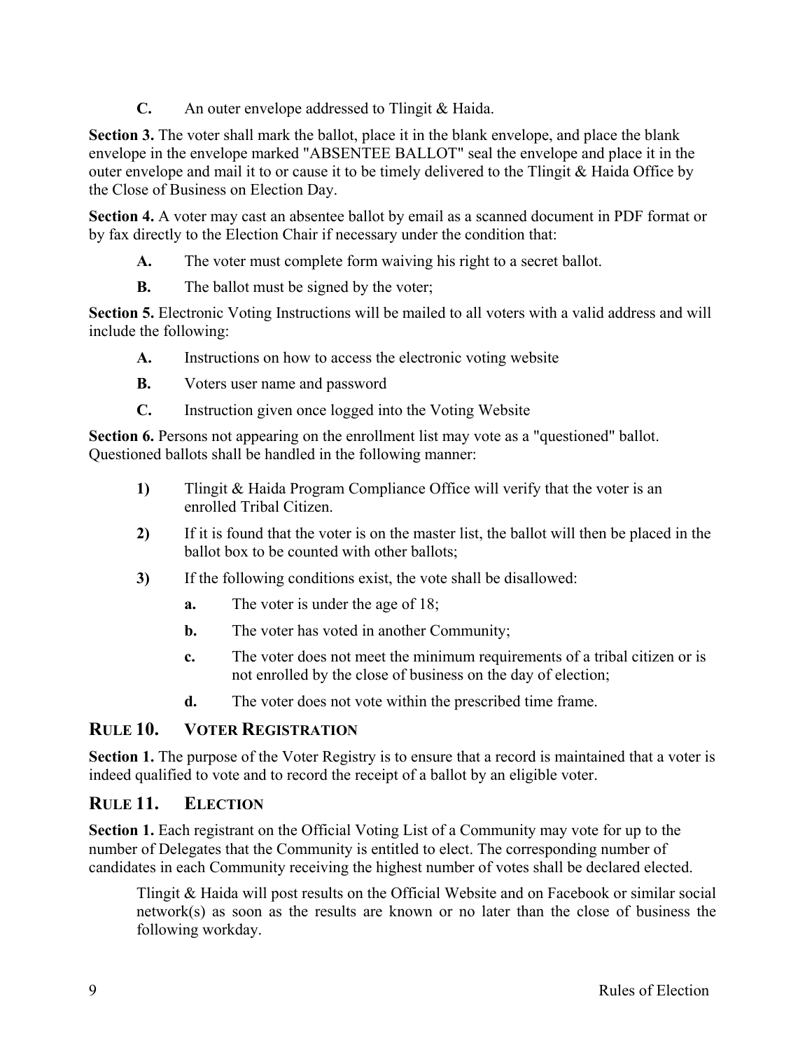**C.** An outer envelope addressed to Tlingit & Haida.

**Section 3.** The voter shall mark the ballot, place it in the blank envelope, and place the blank envelope in the envelope marked "ABSENTEE BALLOT" seal the envelope and place it in the outer envelope and mail it to or cause it to be timely delivered to the Tlingit & Haida Office by the Close of Business on Election Day.

**Section 4.** A voter may cast an absentee ballot by email as a scanned document in PDF format or by fax directly to the Election Chair if necessary under the condition that:

**A.** The voter must complete form waiving his right to a secret ballot.

**B.** The ballot must be signed by the voter;

**Section 5.** Electronic Voting Instructions will be mailed to all voters with a valid address and will include the following:

**A.** Instructions on how to access the electronic voting website

**B.** Voters user name and password

**C.** Instruction given once logged into the Voting Website

**Section 6.** Persons not appearing on the enrollment list may vote as a "questioned" ballot. Questioned ballots shall be handled in the following manner:

**1)** Tlingit & Haida Program Compliance Office will verify that the voter is an enrolled Tribal Citizen.

**2)** If it is found that the voter is on the master list, the ballot will then be placed in the ballot box to be counted with other ballots;

**3)** If the following conditions exist, the vote shall be disallowed:

- **a.** The voter is under the age of 18;
- **b.** The voter has voted in another Community;
- **c.** The voter does not meet the minimum requirements of a tribal citizen or is not enrolled by the close of business on the day of election;
- **d.** The voter does not vote within the prescribed time frame.

## RULE 10. VOTER REGISTRATION

**Section 1.** The purpose of the Voter Registry is to ensure that a record is maintained that a voter is indeed qualified to vote and to record the receipt of a ballot by an eligible voter.

## RULE 11. ELECTION

**Section 1.** Each registrant on the Official Voting List of a Community may vote for up to the number of Delegates that the Community is entitled to elect. The corresponding number of candidates in each Community receiving the highest number of votes shall be declared elected.

Tlingit & Haida will post results on the Official Website and on Facebook or similar social network(s) as soon as the results are known or no later than the close of business the following workday.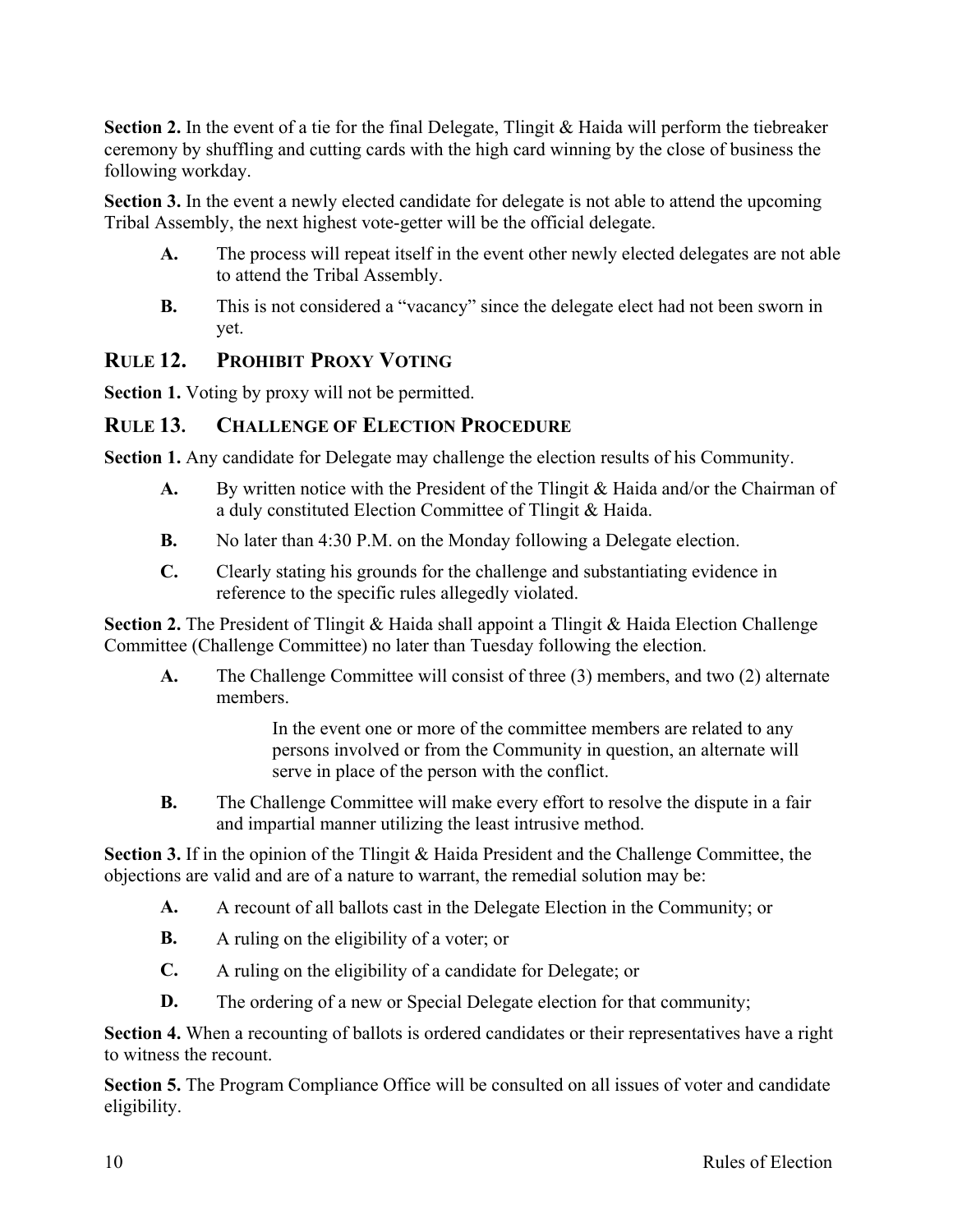**Section 2.** In the event of a tie for the final Delegate, Tlingit & Haida will perform the tiebreaker ceremony by shuffling and cutting cards with the high card winning by the close of business the following workday.

**Section 3.** In the event a newly elected candidate for delegate is not able to attend the upcoming Tribal Assembly, the next highest vote-getter will be the official delegate.

- **A.** The process will repeat itself in the event other newly elected delegates are not able to attend the Tribal Assembly.
- **B.** This is not considered a "vacancy" since the delegate elect had not been sworn in yet.

## RULE 12. PROHIBIT PROXY VOTING

**Section 1.** Voting by proxy will not be permitted.

## RULE 13. CHALLENGE OF ELECTION PROCEDURE

**Section 1.** Any candidate for Delegate may challenge the election results of his Community.

- **A.** By written notice with the President of the Tlingit & Haida and/or the Chairman of a duly constituted Election Committee of Tlingit & Haida.
- **B.** No later than 4:30 P.M. on the Monday following a Delegate election.
- **C.** Clearly stating his grounds for the challenge and substantiating evidence in reference to the specific rules allegedly violated.

**Section 2.** The President of Tlingit & Haida shall appoint a Tlingit & Haida Election Challenge Committee (Challenge Committee) no later than Tuesday following the election.

- **A.** The Challenge Committee will consist of three (3) members, and two (2) alternate members.

  In the event one or more of the committee members are related to any persons involved or from the Community in question, an alternate will serve in place of the person with the conflict.

- **B.** The Challenge Committee will make every effort to resolve the dispute in a fair and impartial manner utilizing the least intrusive method.

**Section 3.** If in the opinion of the Tlingit & Haida President and the Challenge Committee, the objections are valid and are of a nature to warrant, the remedial solution may be:

- **A.** A recount of all ballots cast in the Delegate Election in the Community; or
- **B.** A ruling on the eligibility of a voter; or
- **C.** A ruling on the eligibility of a candidate for Delegate; or
- **D.** The ordering of a new or Special Delegate election for that community;

**Section 4.** When a recounting of ballots is ordered candidates or their representatives have a right to witness the recount.

**Section 5.** The Program Compliance Office will be consulted on all issues of voter and candidate eligibility.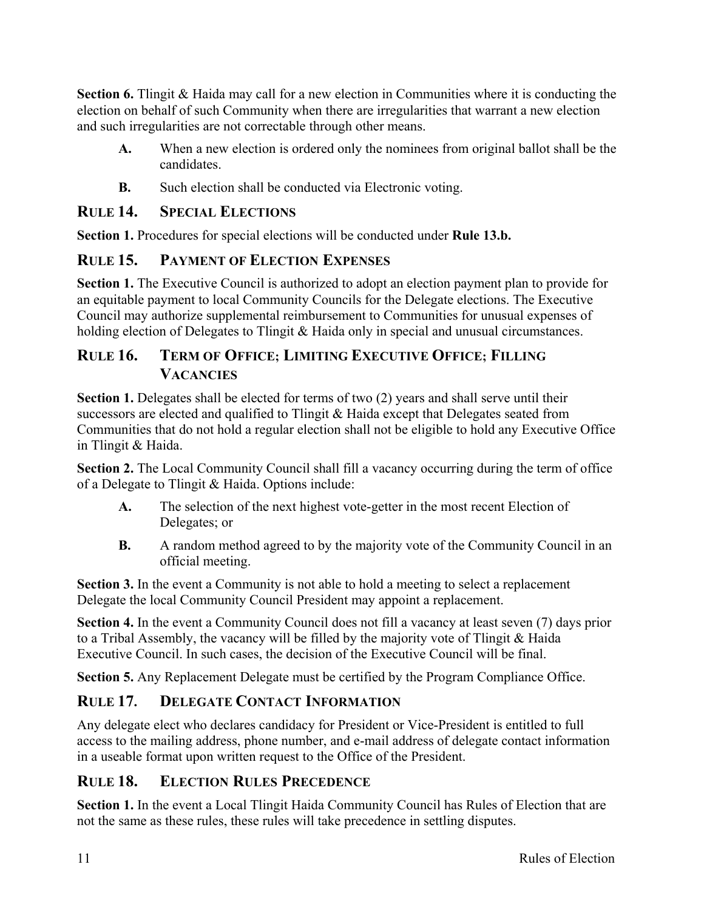**Section 6.** Tlingit & Haida may call for a new election in Communities where it is conducting the election on behalf of such Community when there are irregularities that warrant a new election and such irregularities are not correctable through other means.

- **A.** When a new election is ordered only the nominees from original ballot shall be the candidates.
- **B.** Such election shall be conducted via Electronic voting.

## RULE 14. SPECIAL ELECTIONS

**Section 1.** Procedures for special elections will be conducted under **Rule 13.b.**

## RULE 15. PAYMENT OF ELECTION EXPENSES

**Section 1.** The Executive Council is authorized to adopt an election payment plan to provide for an equitable payment to local Community Councils for the Delegate elections. The Executive Council may authorize supplemental reimbursement to Communities for unusual expenses of holding election of Delegates to Tlingit & Haida only in special and unusual circumstances.

## RULE 16. TERM OF OFFICE; LIMITING EXECUTIVE OFFICE; FILLING VACANCIES

**Section 1.** Delegates shall be elected for terms of two (2) years and shall serve until their successors are elected and qualified to Tlingit & Haida except that Delegates seated from Communities that do not hold a regular election shall not be eligible to hold any Executive Office in Tlingit & Haida.

**Section 2.** The Local Community Council shall fill a vacancy occurring during the term of office of a Delegate to Tlingit & Haida. Options include:

- **A.** The selection of the next highest vote-getter in the most recent Election of Delegates; or
- **B.** A random method agreed to by the majority vote of the Community Council in an official meeting.

**Section 3.** In the event a Community is not able to hold a meeting to select a replacement Delegate the local Community Council President may appoint a replacement.

**Section 4.** In the event a Community Council does not fill a vacancy at least seven (7) days prior to a Tribal Assembly, the vacancy will be filled by the majority vote of Tlingit & Haida Executive Council. In such cases, the decision of the Executive Council will be final.

**Section 5.** Any Replacement Delegate must be certified by the Program Compliance Office.

## RULE 17. DELEGATE CONTACT INFORMATION

Any delegate elect who declares candidacy for President or Vice-President is entitled to full access to the mailing address, phone number, and e-mail address of delegate contact information in a useable format upon written request to the Office of the President.

## RULE 18. ELECTION RULES PRECEDENCE

**Section 1.** In the event a Local Tlingit Haida Community Council has Rules of Election that are not the same as these rules, these rules will take precedence in settling disputes.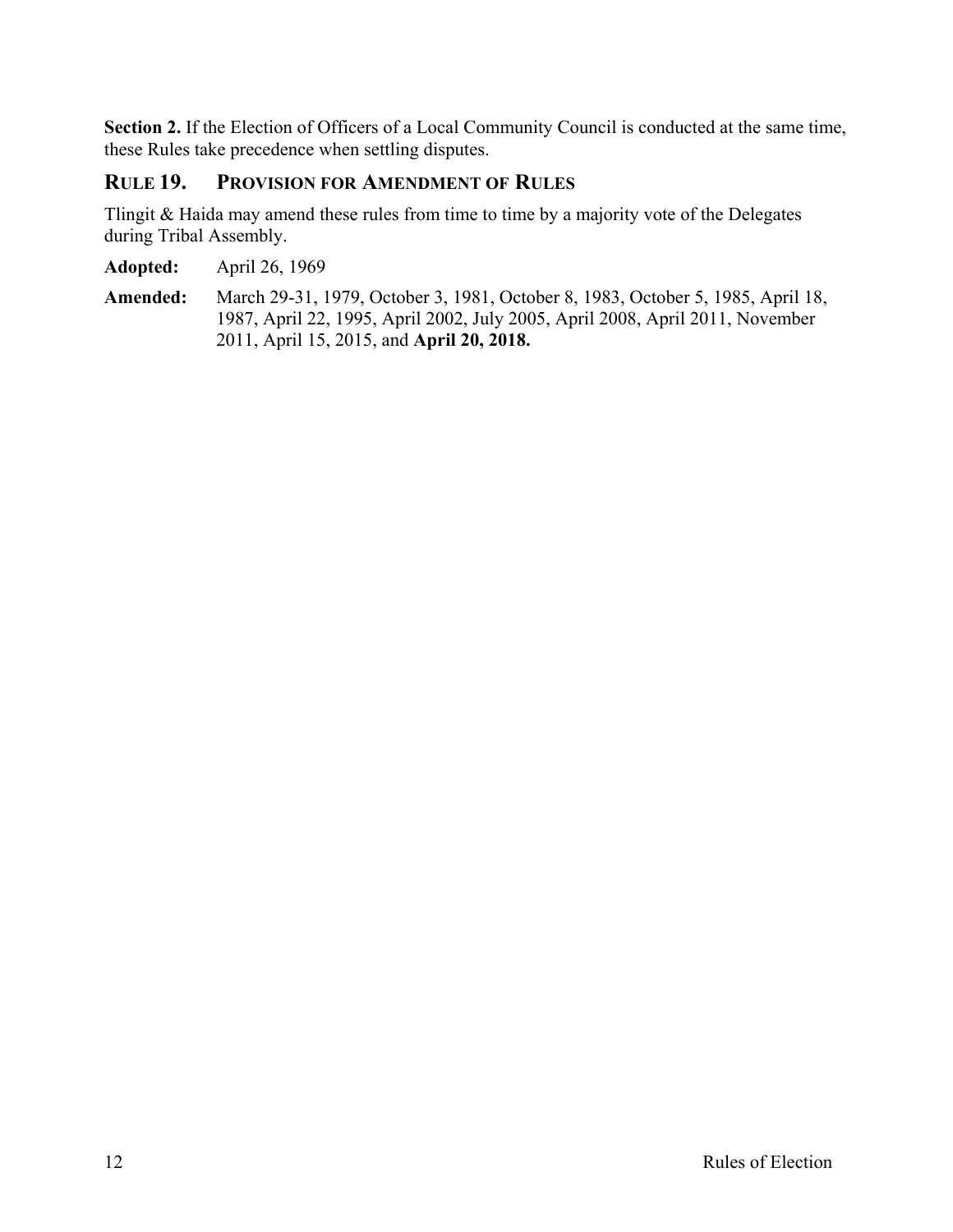**Section 2.** If the Election of Officers of a Local Community Council is conducted at the same time, these Rules take precedence when settling disputes.

## RULE 19. PROVISION FOR AMENDMENT OF RULES

Tlingit & Haida may amend these rules from time to time by a majority vote of the Delegates during Tribal Assembly.

**Adopted:** April 26, 1969

**Amended:** March 29-31, 1979, October 3, 1981, October 8, 1983, October 5, 1985, April 18, 1987, April 22, 1995, April 2002, July 2005, April 2008, April 2011, November 2011, April 15, 2015, and **April 20, 2018.**